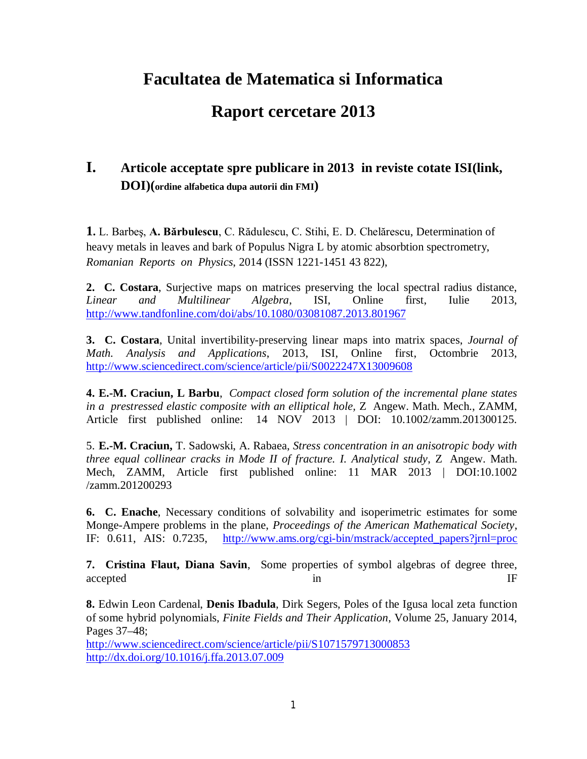# Facultatea de Matematica si Informatica

# Raport cercetare 2013

## I. Articole acceptate spre publicare in 2013 in reviste cotate ISI(link, DOI)(ordine alfabetica dupa autorii din FMI)

**1.** L. Barbeş, **A. Bărbulescu**, C. Rădulescu, C. Stihi, E. D. Chelărescu, Determination of heavy metals in leaves and bark of Populus Nigra L by atomic absorbtion spectrometry, *Romanian Reports on Physics*, 2014 (ISSN 1221-1451 43 822),

**2. C. Costara**, Surjective maps on matrices preserving the local spectral radius distance, *Linear and Multilinear Algebra*, ISI, Online first, Iulie 2013, http://www.tandfonline.com/doi/abs/10.1080/03081087.2013.801967

**3. C. Costara**, Unital invertibility-preserving linear maps into matrix spaces, *Journal of Math. Analysis and Applications*, 2013, ISI, Online first, Octombrie 2013, http://www.sciencedirect.com/science/article/pii/S0022247X13009608

**4. E.-M. Craciun, L Barbu**, *Compact closed form solution of the incremental plane states in a prestressed elastic composite with an elliptical hole*, Z Angew. Math. Mech., ZAMM, Article first published online: 14 NOV 2013 | DOI: 10.1002/zamm.201300125.

5. **E.-M. Craciun,** T. Sadowski, A. Rabaea, *Stress concentration in an anisotropic body with three equal collinear cracks in Mode II of fracture. I. Analytical study*, Z Angew. Math. Mech, ZAMM, Article first published online: 11 MAR 2013 | DOI:10.1002 /zamm.201200293

**6. C. Enache**, Necessary conditions of solvability and isoperimetric estimates for some Monge-Ampere problems in the plane, *Proceedings of the American Mathematical Society*, IF: 0.611, AIS: 0.7235, http://www.ams.org/cgi-bin/mstrack/accepted_papers?jrnl=proc

**7. Cristina Flaut, Diana Savin**, Some properties of symbol algebras of degree three, accepted in IF

**8.** Edwin Leon Cardenal, **Denis Ibadula**, Dirk Segers, Poles of the Igusa local zeta function of some hybrid polynomials, *Finite Fields and Their Application*, Volume 25, January 2014, Pages 37–48;
http://www.sciencedirect.com/science/article/pii/S1071579713000853
http://dx.doi.org/10.1016/j.ffa.2013.07.009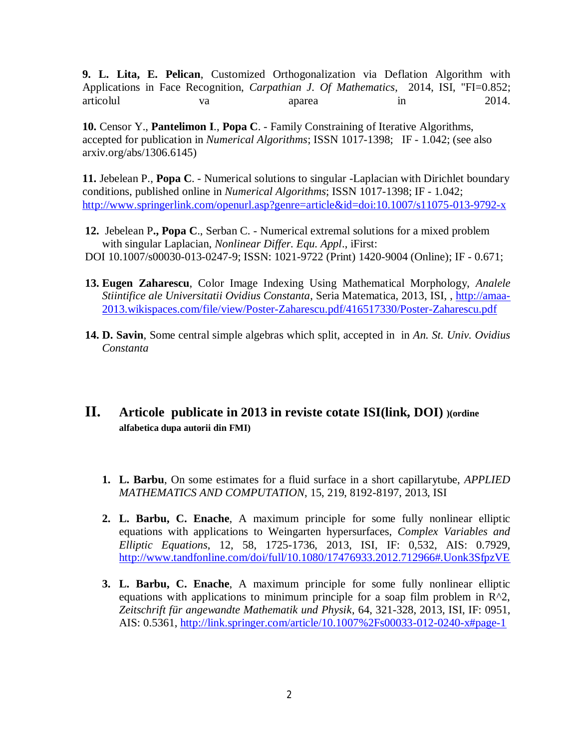**9. L. Lita, E. Pelican**, Customized Orthogonalization via Deflation Algorithm with Applications in Face Recognition, *Carpathian J. Of Mathematics*, 2014, ISI, "FI=0.852; articolul va aparea in 2014.

**10.** Censor Y., **Pantelimon I**., **Popa C**. - Family Constraining of Iterative Algorithms, accepted for publication in *Numerical Algorithms*; ISSN 1017-1398; IF - 1.042; (see also arxiv.org/abs/1306.6145)

**11.** Jebelean P., **Popa C**. - Numerical solutions to singular -Laplacian with Dirichlet boundary conditions, published online in *Numerical Algorithms*; ISSN 1017-1398; IF - 1.042; http://www.springerlink.com/openurl.asp?genre=article&id=doi:10.1007/s11075-013-9792-x

**12.** Jebelean P**., Popa C**., Serban C. - Numerical extremal solutions for a mixed problem with singular Laplacian, *Nonlinear Differ. Equ. Appl*., iFirst: DOI 10.1007/s00030-013-0247-9; ISSN: 1021-9722 (Print) 1420-9004 (Online); IF - 0.671;

**13. Eugen Zaharescu**, Color Image Indexing Using Mathematical Morphology, *Analele Stiintifice ale Universitatii Ovidius Constanta*, Seria Matematica, 2013, ISI, , http://amaa-2013.wikispaces.com/file/view/Poster-Zaharescu.pdf/416517330/Poster-Zaharescu.pdf

**14. D. Savin**, Some central simple algebras which split, accepted in in *An. St. Univ. Ovidius Constanta*

## II. Articole publicate in 2013 in reviste cotate ISI(link, DOI) )(ordine alfabetica dupa autorii din FMI)

1. **L. Barbu**, On some estimates for a fluid surface in a short capillarytube, *APPLIED MATHEMATICS AND COMPUTATION*, 15, 219, 8192-8197, 2013, ISI

2. **L. Barbu, C. Enache**, A maximum principle for some fully nonlinear elliptic equations with applications to Weingarten hypersurfaces, *Complex Variables and Elliptic Equations*, 12, 58, 1725-1736, 2013, ISI, IF: 0,532, AIS: 0.7929, http://www.tandfonline.com/doi/full/10.1080/17476933.2012.712966#.Uonk3SfpzVE

3. **L. Barbu, C. Enache**, A maximum principle for some fully nonlinear elliptic equations with applications to minimum principle for a soap film problem in R^2, *Zeitschrift für angewandte Mathematik und Physik*, 64, 321-328, 2013, ISI, IF: 0951, AIS: 0.5361, http://link.springer.com/article/10.1007%2Fs00033-012-0240-x#page-1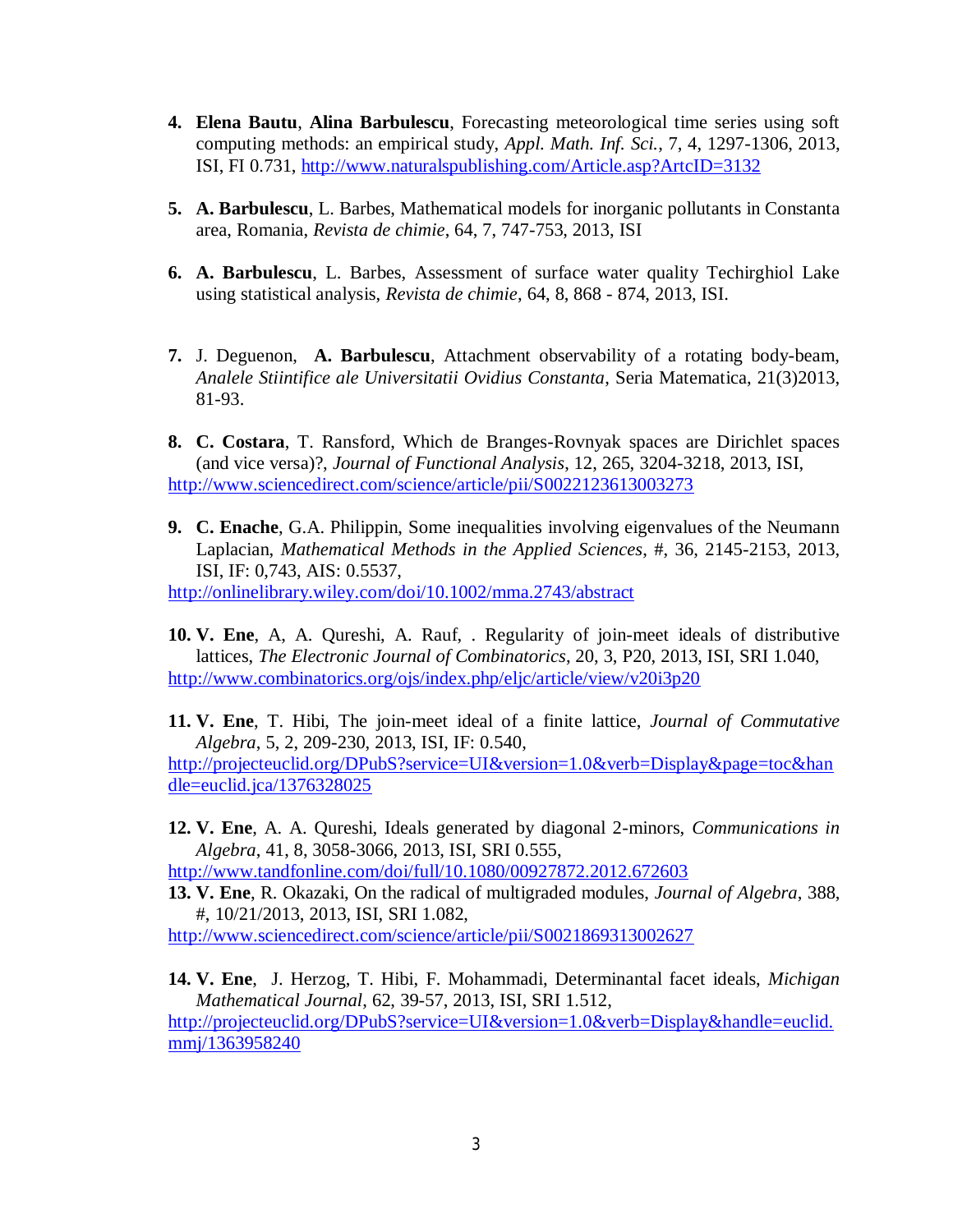4. **Elena Bautu**, **Alina Barbulescu**, Forecasting meteorological time series using soft computing methods: an empirical study, *Appl. Math. Inf. Sci.*, 7, 4, 1297-1306, 2013, ISI, FI 0.731, http://www.naturalspublishing.com/Article.asp?ArtcID=3132

5. **A. Barbulescu**, L. Barbes, Mathematical models for inorganic pollutants in Constanta area, Romania, *Revista de chimie*, 64, 7, 747-753, 2013, ISI

6. **A. Barbulescu**, L. Barbes, Assessment of surface water quality Techirghiol Lake using statistical analysis, *Revista de chimie*, 64, 8, 868 - 874, 2013, ISI.

7. J. Deguenon, **A. Barbulescu**, Attachment observability of a rotating body-beam, *Analele Stiintifice ale Universitatii Ovidius Constanta*, Seria Matematica, 21(3)2013, 81-93.

8. **C. Costara**, T. Ransford, Which de Branges-Rovnyak spaces are Dirichlet spaces (and vice versa)?, *Journal of Functional Analysis*, 12, 265, 3204-3218, 2013, ISI, http://www.sciencedirect.com/science/article/pii/S0022123613003273

9. **C. Enache**, G.A. Philippin, Some inequalities involving eigenvalues of the Neumann Laplacian, *Mathematical Methods in the Applied Sciences*, #, 36, 2145-2153, 2013, ISI, IF: 0,743, AIS: 0.5537, http://onlinelibrary.wiley.com/doi/10.1002/mma.2743/abstract

10. **V. Ene**, A, A. Qureshi, A. Rauf, . Regularity of join-meet ideals of distributive lattices, *The Electronic Journal of Combinatorics*, 20, 3, P20, 2013, ISI, SRI 1.040, http://www.combinatorics.org/ojs/index.php/eljc/article/view/v20i3p20

11. **V. Ene**, T. Hibi, The join-meet ideal of a finite lattice, *Journal of Commutative Algebra*, 5, 2, 209-230, 2013, ISI, IF: 0.540, http://projecteuclid.org/DPubS?service=UI&version=1.0&verb=Display&page=toc&handle=euclid.jca/1376328025

12. **V. Ene**, A. A. Qureshi, Ideals generated by diagonal 2-minors, *Communications in Algebra*, 41, 8, 3058-3066, 2013, ISI, SRI 0.555, http://www.tandfonline.com/doi/full/10.1080/00927872.2012.672603

13. **V. Ene**, R. Okazaki, On the radical of multigraded modules, *Journal of Algebra*, 388, #, 10/21/2013, 2013, ISI, SRI 1.082, http://www.sciencedirect.com/science/article/pii/S0021869313002627

14. **V. Ene**, J. Herzog, T. Hibi, F. Mohammadi, Determinantal facet ideals, *Michigan Mathematical Journal*, 62, 39-57, 2013, ISI, SRI 1.512, http://projecteuclid.org/DPubS?service=UI&version=1.0&verb=Display&handle=euclid.mmj/1363958240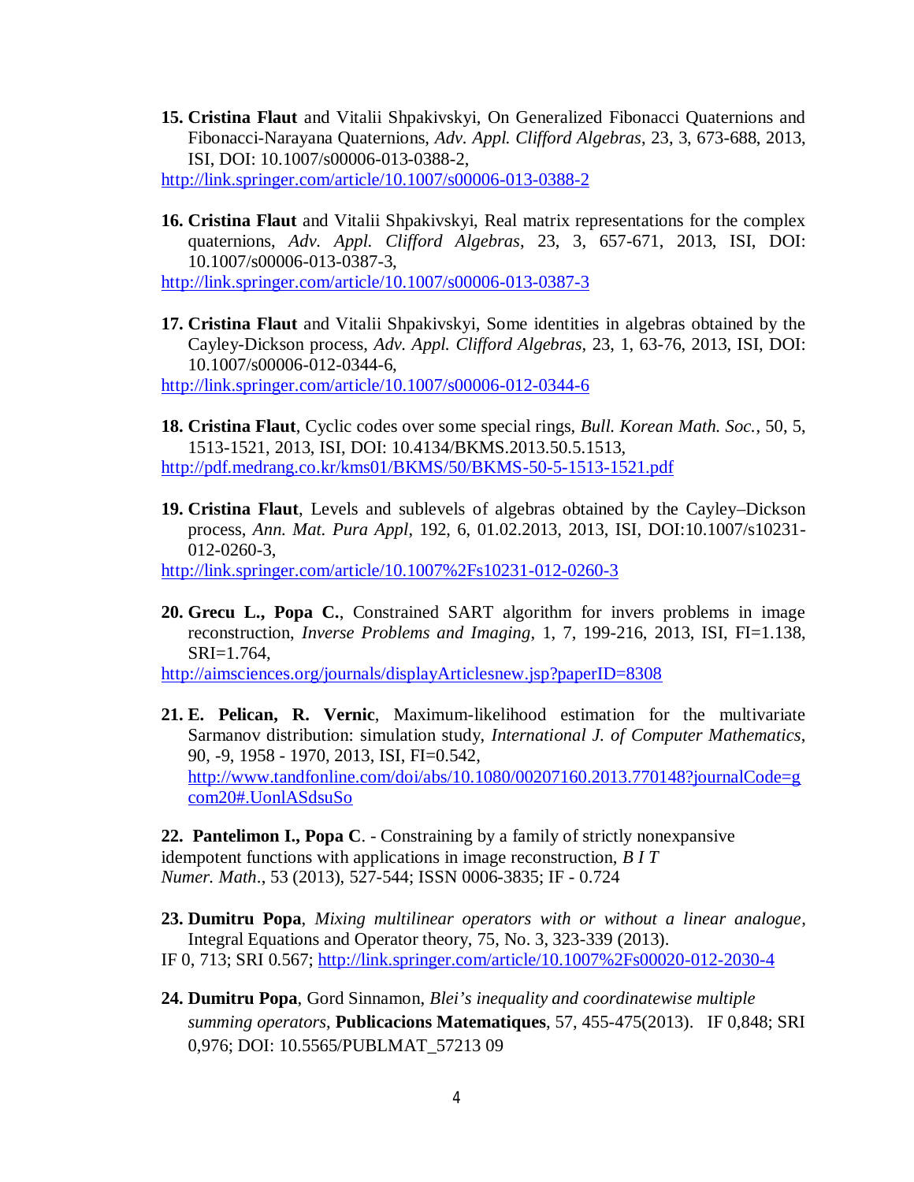15. **Cristina Flaut** and Vitalii Shpakivskyi, On Generalized Fibonacci Quaternions and Fibonacci-Narayana Quaternions, *Adv. Appl. Clifford Algebras*, 23, 3, 673-688, 2013, ISI, DOI: 10.1007/s00006-013-0388-2,
http://link.springer.com/article/10.1007/s00006-013-0388-2

16. **Cristina Flaut** and Vitalii Shpakivskyi, Real matrix representations for the complex quaternions, *Adv. Appl. Clifford Algebras*, 23, 3, 657-671, 2013, ISI, DOI: 10.1007/s00006-013-0387-3,
http://link.springer.com/article/10.1007/s00006-013-0387-3

17. **Cristina Flaut** and Vitalii Shpakivskyi, Some identities in algebras obtained by the Cayley-Dickson process, *Adv. Appl. Clifford Algebras*, 23, 1, 63-76, 2013, ISI, DOI: 10.1007/s00006-012-0344-6,
http://link.springer.com/article/10.1007/s00006-012-0344-6

18. **Cristina Flaut**, Cyclic codes over some special rings, *Bull. Korean Math. Soc.*, 50, 5, 1513-1521, 2013, ISI, DOI: 10.4134/BKMS.2013.50.5.1513,
http://pdf.medrang.co.kr/kms01/BKMS/50/BKMS-50-5-1513-1521.pdf

19. **Cristina Flaut**, Levels and sublevels of algebras obtained by the Cayley–Dickson process, *Ann. Mat. Pura Appl*, 192, 6, 01.02.2013, 2013, ISI, DOI:10.1007/s10231-012-0260-3,
http://link.springer.com/article/10.1007%2Fs10231-012-0260-3

20. **Grecu L., Popa C.**, Constrained SART algorithm for invers problems in image reconstruction, *Inverse Problems and Imaging*, 1, 7, 199-216, 2013, ISI, FI=1.138, SRI=1.764,
http://aimsciences.org/journals/displayArticlesnew.jsp?paperID=8308

21. **E. Pelican, R. Vernic**, Maximum-likelihood estimation for the multivariate Sarmanov distribution: simulation study, *International J. of Computer Mathematics*, 90, -9, 1958 - 1970, 2013, ISI, FI=0.542,
http://www.tandfonline.com/doi/abs/10.1080/00207160.2013.770148?journalCode=gcom20#.UonlASdsuSo

22. **Pantelimon I., Popa C**. - Constraining by a family of strictly nonexpansive idempotent functions with applications in image reconstruction, *B I T Numer. Math*., 53 (2013), 527-544; ISSN 0006-3835; IF - 0.724

23. **Dumitru Popa**, *Mixing multilinear operators with or without a linear analogue*, Integral Equations and Operator theory, 75, No. 3, 323-339 (2013).
IF 0, 713; SRI 0.567; http://link.springer.com/article/10.1007%2Fs00020-012-2030-4

24. **Dumitru Popa**, Gord Sinnamon, *Blei's inequality and coordinatewise multiple summing operators*, **Publicacions Matematiques**, 57, 455-475(2013). IF 0,848; SRI 0,976; DOI: 10.5565/PUBLMAT_57213 09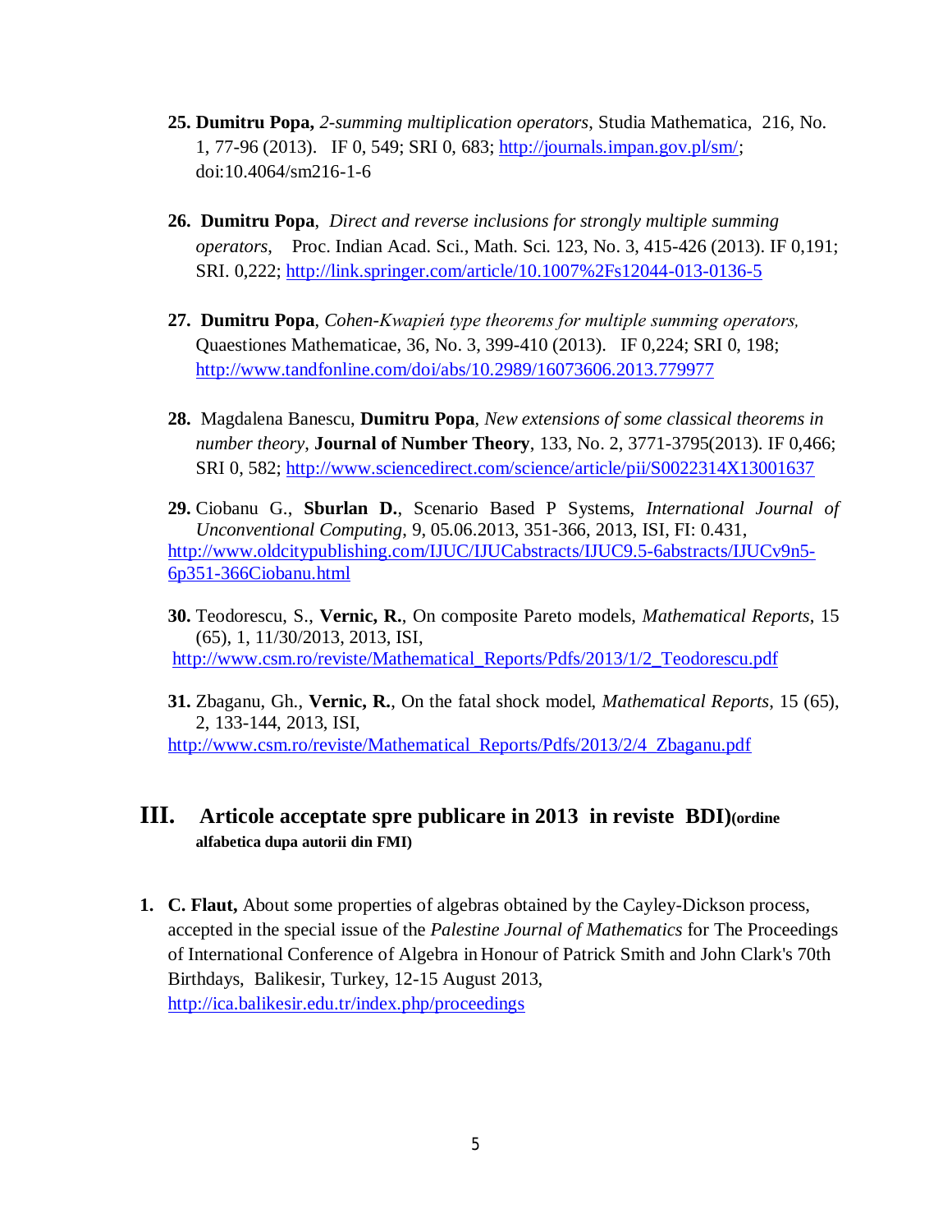25. **Dumitru Popa,** *2-summing multiplication operators*, Studia Mathematica, 216, No. 1, 77-96 (2013). IF 0, 549; SRI 0, 683; http://journals.impan.gov.pl/sm/; doi:10.4064/sm216-1-6

26. **Dumitru Popa**, *Direct and reverse inclusions for strongly multiple summing operators*, Proc. Indian Acad. Sci., Math. Sci. 123, No. 3, 415-426 (2013). IF 0,191; SRI. 0,222; http://link.springer.com/article/10.1007%2Fs12044-013-0136-5

27. **Dumitru Popa**, *Cohen-Kwapień type theorems for multiple summing operators,* Quaestiones Mathematicae, 36, No. 3, 399-410 (2013). IF 0,224; SRI 0, 198; http://www.tandfonline.com/doi/abs/10.2989/16073606.2013.779977

28. Magdalena Banescu, **Dumitru Popa**, *New extensions of some classical theorems in number theory*, **Journal of Number Theory**, 133, No. 2, 3771-3795(2013). IF 0,466; SRI 0, 582; http://www.sciencedirect.com/science/article/pii/S0022314X13001637

29. Ciobanu G., **Sburlan D.**, Scenario Based P Systems, *International Journal of Unconventional Computing*, 9, 05.06.2013, 351-366, 2013, ISI, FI: 0.431, http://www.oldcitypublishing.com/IJUC/IJUCabstracts/IJUC9.5-6abstracts/IJUCv9n5-6p351-366Ciobanu.html

30. Teodorescu, S., **Vernic, R.**, On composite Pareto models, *Mathematical Reports*, 15 (65), 1, 11/30/2013, 2013, ISI, http://www.csm.ro/reviste/Mathematical_Reports/Pdfs/2013/1/2_Teodorescu.pdf

31. Zbaganu, Gh., **Vernic, R.**, On the fatal shock model, *Mathematical Reports*, 15 (65), 2, 133-144, 2013, ISI, http://www.csm.ro/reviste/Mathematical_Reports/Pdfs/2013/2/4_Zbaganu.pdf

# III. Articole acceptate spre publicare in 2013 in reviste BDI)(ordine alfabetica dupa autorii din FMI)

1. **C. Flaut,** About some properties of algebras obtained by the Cayley-Dickson process, accepted in the special issue of the *Palestine Journal of Mathematics* for The Proceedings of International Conference of Algebra in Honour of Patrick Smith and John Clark's 70th Birthdays, Balikesir, Turkey, 12-15 August 2013, http://ica.balikesir.edu.tr/index.php/proceedings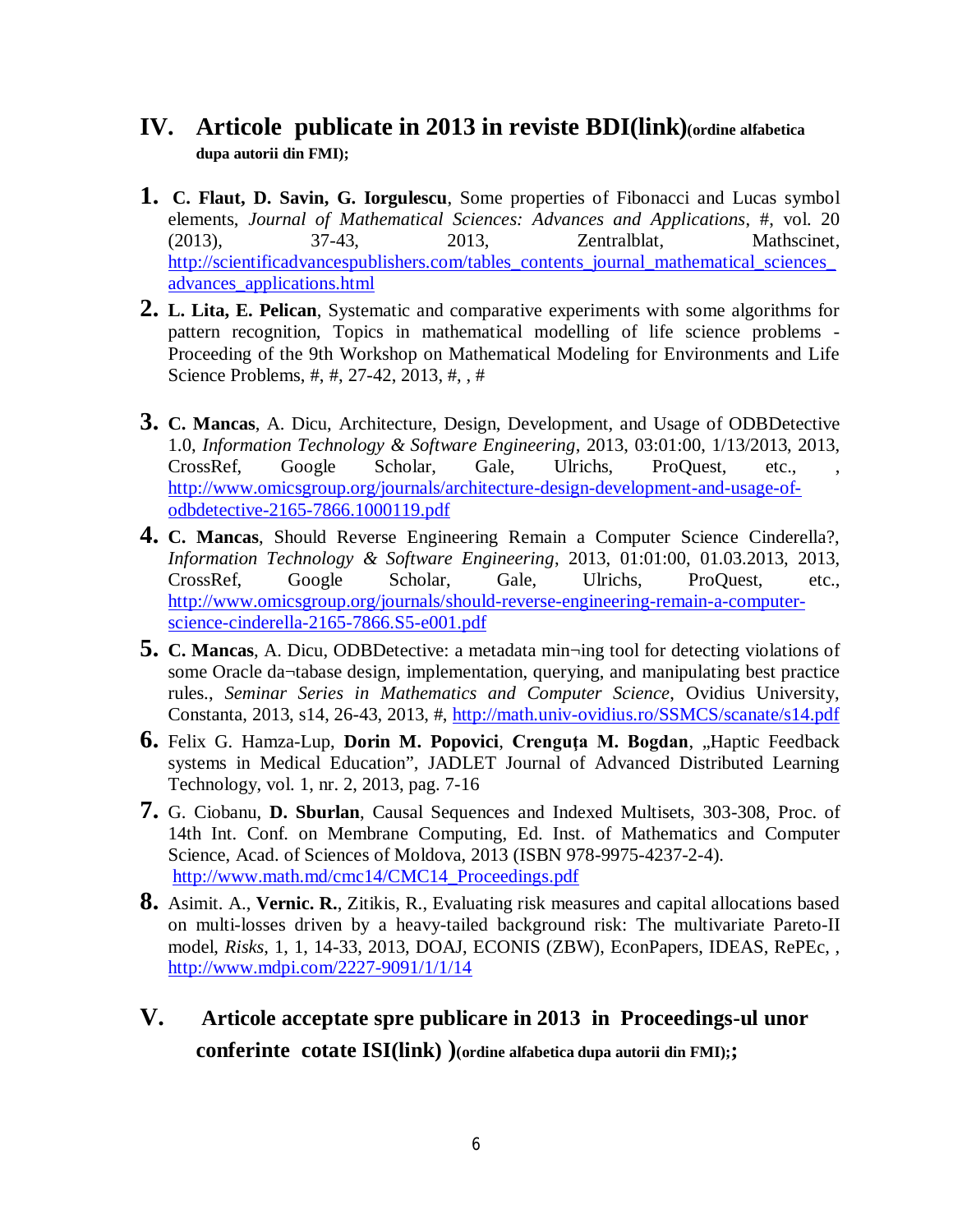## IV. Articole publicate in 2013 in reviste BDI(link)(ordine alfabetica dupa autorii din FMI);

1. **C. Flaut, D. Savin, G. Iorgulescu**, Some properties of Fibonacci and Lucas symbol elements, *Journal of Mathematical Sciences: Advances and Applications*, #, vol. 20 (2013), 37-43, 2013, Zentralblat, Mathscinet, http://scientificadvancespublishers.com/tables_contents_journal_mathematical_sciences_advances_applications.html
2. **L. Lita, E. Pelican**, Systematic and comparative experiments with some algorithms for pattern recognition, Topics in mathematical modelling of life science problems - Proceeding of the 9th Workshop on Mathematical Modeling for Environments and Life Science Problems, #, #, 27-42, 2013, #, , #
3. **C. Mancas**, A. Dicu, Architecture, Design, Development, and Usage of ODBDetective 1.0, *Information Technology & Software Engineering*, 2013, 03:01:00, 1/13/2013, 2013, CrossRef, Google Scholar, Gale, Ulrichs, ProQuest, etc., , http://www.omicsgroup.org/journals/architecture-design-development-and-usage-of-odbdetective-2165-7866.1000119.pdf
4. **C. Mancas**, Should Reverse Engineering Remain a Computer Science Cinderella?, *Information Technology & Software Engineering*, 2013, 01:01:00, 01.03.2013, 2013, CrossRef, Google Scholar, Gale, Ulrichs, ProQuest, etc., http://www.omicsgroup.org/journals/should-reverse-engineering-remain-a-computer-science-cinderella-2165-7866.S5-e001.pdf
5. **C. Mancas**, A. Dicu, ODBDetective: a metadata min¬ing tool for detecting violations of some Oracle da¬tabase design, implementation, querying, and manipulating best practice rules., *Seminar Series in Mathematics and Computer Science*, Ovidius University, Constanta, 2013, s14, 26-43, 2013, #, http://math.univ-ovidius.ro/SSMCS/scanate/s14.pdf
6. Felix G. Hamza-Lup, **Dorin M. Popovici**, **Crenguța M. Bogdan**, „Haptic Feedback systems in Medical Education", JADLET Journal of Advanced Distributed Learning Technology, vol. 1, nr. 2, 2013, pag. 7-16
7. G. Ciobanu, **D. Sburlan**, Causal Sequences and Indexed Multisets, 303-308, Proc. of 14th Int. Conf. on Membrane Computing, Ed. Inst. of Mathematics and Computer Science, Acad. of Sciences of Moldova, 2013 (ISBN 978-9975-4237-2-4). http://www.math.md/cmc14/CMC14_Proceedings.pdf
8. Asimit. A., **Vernic. R.**, Zitikis, R., Evaluating risk measures and capital allocations based on multi-losses driven by a heavy-tailed background risk: The multivariate Pareto-II model, *Risks*, 1, 1, 14-33, 2013, DOAJ, ECONIS (ZBW), EconPapers, IDEAS, RePEc, , http://www.mdpi.com/2227-9091/1/1/14

## V. Articole acceptate spre publicare in 2013 in Proceedings-ul unor conferinte cotate ISI(link) )(ordine alfabetica dupa autorii din FMI);;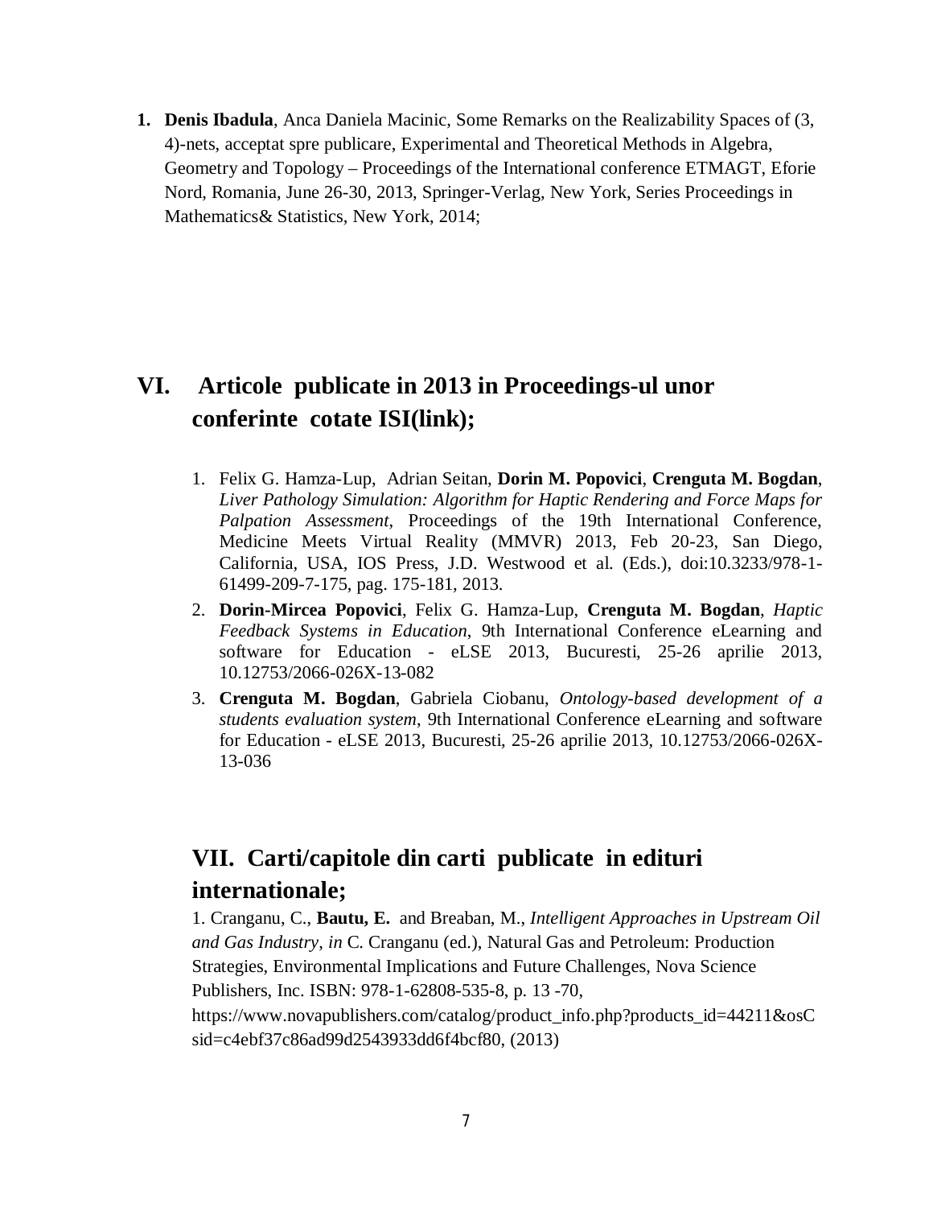1. **Denis Ibadula**, Anca Daniela Macinic, Some Remarks on the Realizability Spaces of (3, 4)-nets, acceptat spre publicare, Experimental and Theoretical Methods in Algebra, Geometry and Topology – Proceedings of the International conference ETMAGT, Eforie Nord, Romania, June 26-30, 2013, Springer-Verlag, New York, Series Proceedings in Mathematics& Statistics, New York, 2014;

## VI. Articole publicate in 2013 in Proceedings-ul unor conferinte cotate ISI(link);

1. Felix G. Hamza-Lup, Adrian Seitan, **Dorin M. Popovici**, **Crenguta M. Bogdan**, *Liver Pathology Simulation: Algorithm for Haptic Rendering and Force Maps for Palpation Assessment*, Proceedings of the 19th International Conference, Medicine Meets Virtual Reality (MMVR) 2013, Feb 20-23, San Diego, California, USA, IOS Press, J.D. Westwood et al. (Eds.), doi:10.3233/978-1-61499-209-7-175, pag. 175-181, 2013.
2. **Dorin-Mircea Popovici**, Felix G. Hamza-Lup, **Crenguta M. Bogdan**, *Haptic Feedback Systems in Education*, 9th International Conference eLearning and software for Education - eLSE 2013, Bucuresti, 25-26 aprilie 2013, 10.12753/2066-026X-13-082
3. **Crenguta M. Bogdan**, Gabriela Ciobanu, *Ontology-based development of a students evaluation system*, 9th International Conference eLearning and software for Education - eLSE 2013, Bucuresti, 25-26 aprilie 2013, 10.12753/2066-026X-13-036

## VII. Carti/capitole din carti publicate in edituri internationale;

1. Cranganu, C., **Bautu, E.** and Breaban, M., *Intelligent Approaches in Upstream Oil and Gas Industry, in* C. Cranganu (ed.), Natural Gas and Petroleum: Production Strategies, Environmental Implications and Future Challenges, Nova Science Publishers, Inc. ISBN: 978-1-62808-535-8, p. 13 -70, https://www.novapublishers.com/catalog/product_info.php?products_id=44211&osCsid=c4ebf37c86ad99d2543933dd6f4bcf80, (2013)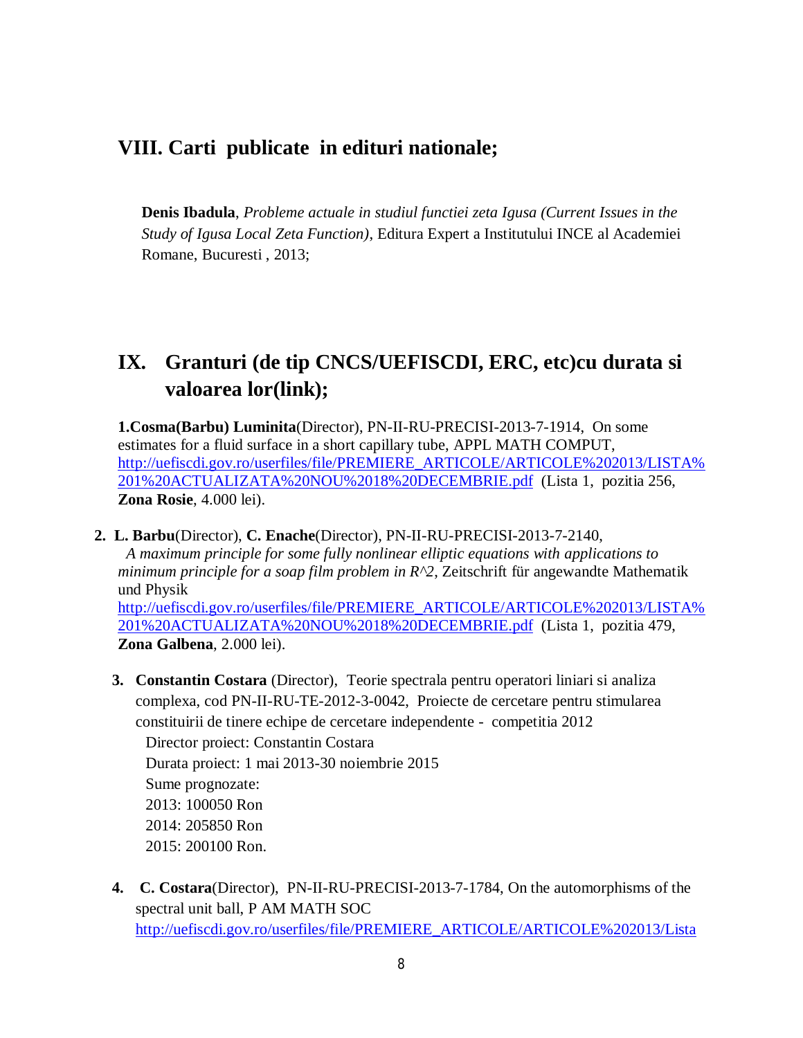## VIII. Carti publicate in edituri nationale;

**Denis Ibadula**, *Probleme actuale in studiul functiei zeta Igusa (Current Issues in the Study of Igusa Local Zeta Function)*, Editura Expert a Institutului INCE al Academiei Romane, Bucuresti , 2013;

## IX. Granturi (de tip CNCS/UEFISCDI, ERC, etc)cu durata si valoarea lor(link);

1. **Cosma(Barbu) Luminita**(Director), PN-II-RU-PRECISI-2013-7-1914, On some estimates for a fluid surface in a short capillary tube, APPL MATH COMPUT, http://uefiscdi.gov.ro/userfiles/file/PREMIERE_ARTICOLE/ARTICOLE%202013/LISTA%201%20ACTUALIZATA%20NOU%2018%20DECEMBRIE.pdf (Lista 1, pozitia 256, **Zona Rosie**, 4.000 lei).

2. **L. Barbu**(Director), **C. Enache**(Director), PN-II-RU-PRECISI-2013-7-2140, *A maximum principle for some fully nonlinear elliptic equations with applications to minimum principle for a soap film problem in R^2*, Zeitschrift für angewandte Mathematik und Physik http://uefiscdi.gov.ro/userfiles/file/PREMIERE_ARTICOLE/ARTICOLE%202013/LISTA%201%20ACTUALIZATA%20NOU%2018%20DECEMBRIE.pdf (Lista 1, pozitia 479, **Zona Galbena**, 2.000 lei).

3. **Constantin Costara** (Director), Teorie spectrala pentru operatori liniari si analiza complexa, cod PN-II-RU-TE-2012-3-0042, Proiecte de cercetare pentru stimularea constituirii de tinere echipe de cercetare independente - competitia 2012
   Director proiect: Constantin Costara
   Durata proiect: 1 mai 2013-30 noiembrie 2015
   Sume prognozate:
   2013: 100050 Ron
   2014: 205850 Ron
   2015: 200100 Ron.

4. **C. Costara**(Director), PN-II-RU-PRECISI-2013-7-1784, On the automorphisms of the spectral unit ball, P AM MATH SOC http://uefiscdi.gov.ro/userfiles/file/PREMIERE_ARTICOLE/ARTICOLE%202013/Lista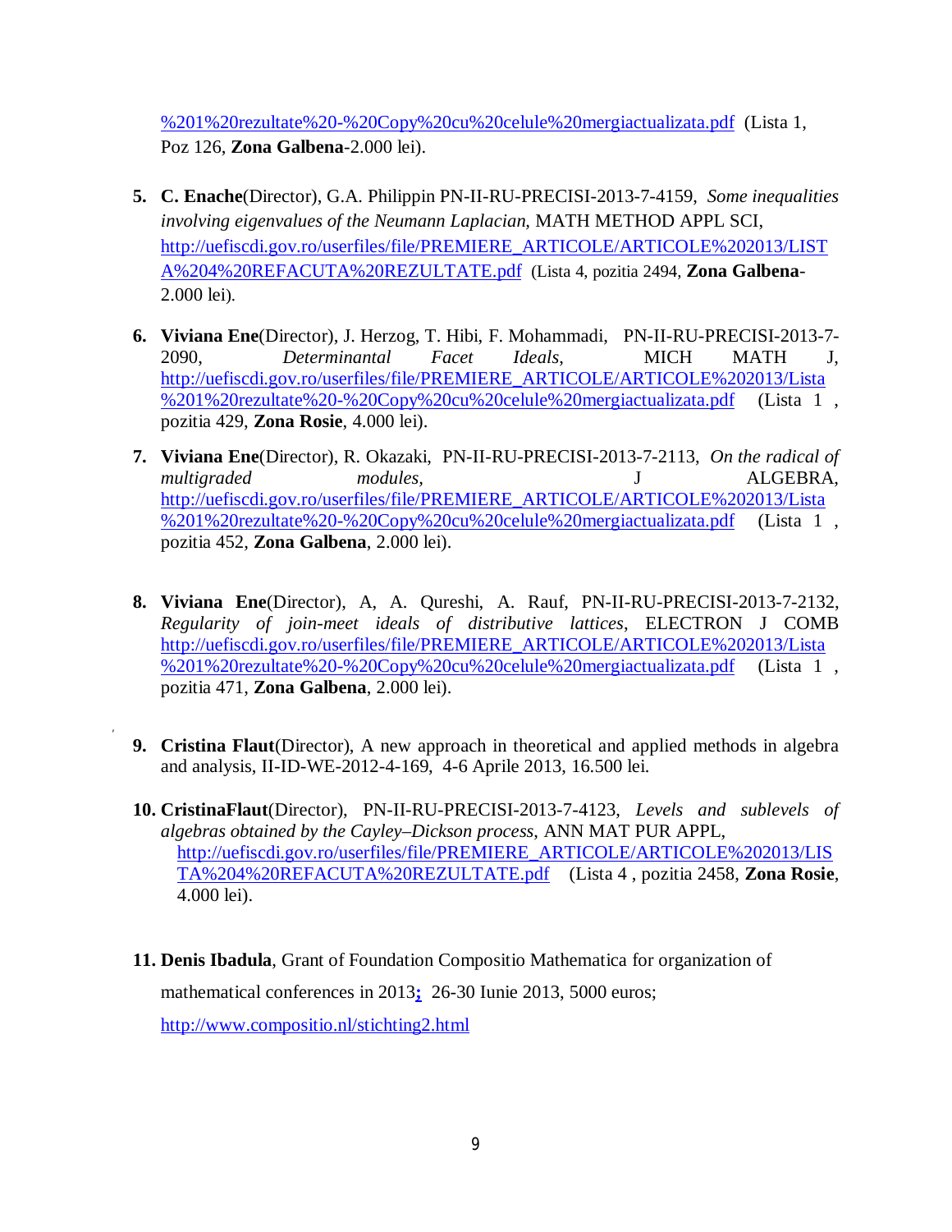%201%20rezultate%20-%20Copy%20cu%20celule%20mergiactualizata.pdf (Lista 1, Poz 126, **Zona Galbena**-2.000 lei).

5. **C. Enache**(Director), G.A. Philippin PN-II-RU-PRECISI-2013-7-4159, *Some inequalities involving eigenvalues of the Neumann Laplacian*, MATH METHOD APPL SCI, http://uefiscdi.gov.ro/userfiles/file/PREMIERE_ARTICOLE/ARTICOLE%202013/LISTA%204%20REFACUTA%20REZULTATE.pdf (Lista 4, pozitia 2494, **Zona Galbena**-2.000 lei).

6. **Viviana Ene**(Director), J. Herzog, T. Hibi, F. Mohammadi, PN-II-RU-PRECISI-2013-7-2090, *Determinantal Facet Ideals*, MICH MATH J, http://uefiscdi.gov.ro/userfiles/file/PREMIERE_ARTICOLE/ARTICOLE%202013/Lista%201%20rezultate%20-%20Copy%20cu%20celule%20mergiactualizata.pdf (Lista 1 , pozitia 429, **Zona Rosie**, 4.000 lei).

7. **Viviana Ene**(Director), R. Okazaki, PN-II-RU-PRECISI-2013-7-2113, *On the radical of multigraded modules*, J ALGEBRA, http://uefiscdi.gov.ro/userfiles/file/PREMIERE_ARTICOLE/ARTICOLE%202013/Lista%201%20rezultate%20-%20Copy%20cu%20celule%20mergiactualizata.pdf (Lista 1 , pozitia 452, **Zona Galbena**, 2.000 lei).

8. **Viviana Ene**(Director), A, A. Qureshi, A. Rauf, PN-II-RU-PRECISI-2013-7-2132, *Regularity of join-meet ideals of distributive lattices*, ELECTRON J COMB http://uefiscdi.gov.ro/userfiles/file/PREMIERE_ARTICOLE/ARTICOLE%202013/Lista%201%20rezultate%20-%20Copy%20cu%20celule%20mergiactualizata.pdf (Lista 1 , pozitia 471, **Zona Galbena**, 2.000 lei).

9. **Cristina Flaut**(Director), A new approach in theoretical and applied methods in algebra and analysis, II-ID-WE-2012-4-169, 4-6 Aprile 2013, 16.500 lei.

10. **CristinaFlaut**(Director), PN-II-RU-PRECISI-2013-7-4123, *Levels and sublevels of algebras obtained by the Cayley–Dickson process*, ANN MAT PUR APPL, http://uefiscdi.gov.ro/userfiles/file/PREMIERE_ARTICOLE/ARTICOLE%202013/LISTA%204%20REFACUTA%20REZULTATE.pdf (Lista 4 , pozitia 2458, **Zona Rosie**, 4.000 lei).

11. **Denis Ibadula**, Grant of Foundation Compositio Mathematica for organization of mathematical conferences in 2013; 26-30 Iunie 2013, 5000 euros; http://www.compositio.nl/stichting2.html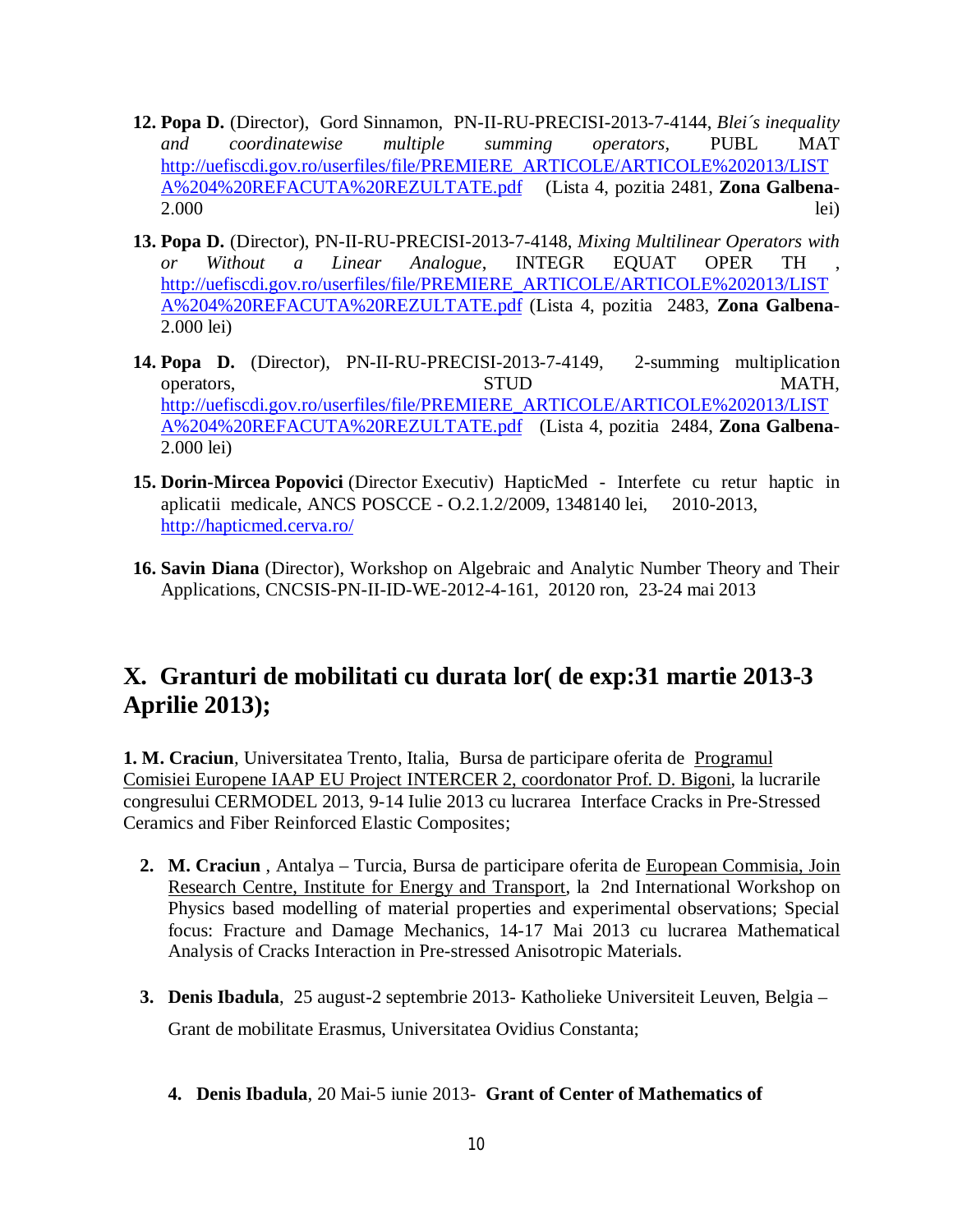12. **Popa D.** (Director), Gord Sinnamon, PN-II-RU-PRECISI-2013-7-4144, *Blei´s inequality and coordinatewise multiple summing operators*, PUBL MAT http://uefiscdi.gov.ro/userfiles/file/PREMIERE_ARTICOLE/ARTICOLE%202013/LISTA%204%20REFACUTA%20REZULTATE.pdf (Lista 4, pozitia 2481, **Zona Galbena**-2.000 lei)

13. **Popa D.** (Director), PN-II-RU-PRECISI-2013-7-4148, *Mixing Multilinear Operators with or Without a Linear Analogue*, INTEGR EQUAT OPER TH , http://uefiscdi.gov.ro/userfiles/file/PREMIERE_ARTICOLE/ARTICOLE%202013/LISTA%204%20REFACUTA%20REZULTATE.pdf (Lista 4, pozitia 2483, **Zona Galbena**-2.000 lei)

14. **Popa D.** (Director), PN-II-RU-PRECISI-2013-7-4149, 2-summing multiplication operators, STUD MATH, http://uefiscdi.gov.ro/userfiles/file/PREMIERE_ARTICOLE/ARTICOLE%202013/LISTA%204%20REFACUTA%20REZULTATE.pdf (Lista 4, pozitia 2484, **Zona Galbena**-2.000 lei)

15. **Dorin-Mircea Popovici** (Director Executiv) HapticMed - Interfete cu retur haptic in aplicatii medicale, ANCS POSCCE - O.2.1.2/2009, 1348140 lei, 2010-2013, http://hapticmed.cerva.ro/

16. **Savin Diana** (Director), Workshop on Algebraic and Analytic Number Theory and Their Applications, CNCSIS-PN-II-ID-WE-2012-4-161, 20120 ron, 23-24 mai 2013

## X. Granturi de mobilitati cu durata lor( de exp:31 martie 2013-3 Aprilie 2013);

**1. M. Craciun**, Universitatea Trento, Italia, Bursa de participare oferita de Programul Comisiei Europene IAAP EU Project INTERCER 2, coordonator Prof. D. Bigoni, la lucrarile congresului CERMODEL 2013, 9-14 Iulie 2013 cu lucrarea Interface Cracks in Pre-Stressed Ceramics and Fiber Reinforced Elastic Composites;

2. **M. Craciun** , Antalya – Turcia, Bursa de participare oferita de European Commisia, Join Research Centre, Institute for Energy and Transport, la 2nd International Workshop on Physics based modelling of material properties and experimental observations; Special focus: Fracture and Damage Mechanics, 14-17 Mai 2013 cu lucrarea Mathematical Analysis of Cracks Interaction in Pre-stressed Anisotropic Materials.

3. **Denis Ibadula**, 25 august-2 septembrie 2013- Katholieke Universiteit Leuven, Belgia – Grant de mobilitate Erasmus, Universitatea Ovidius Constanta;

4. **Denis Ibadula**, 20 Mai-5 iunie 2013- **Grant of Center of Mathematics of**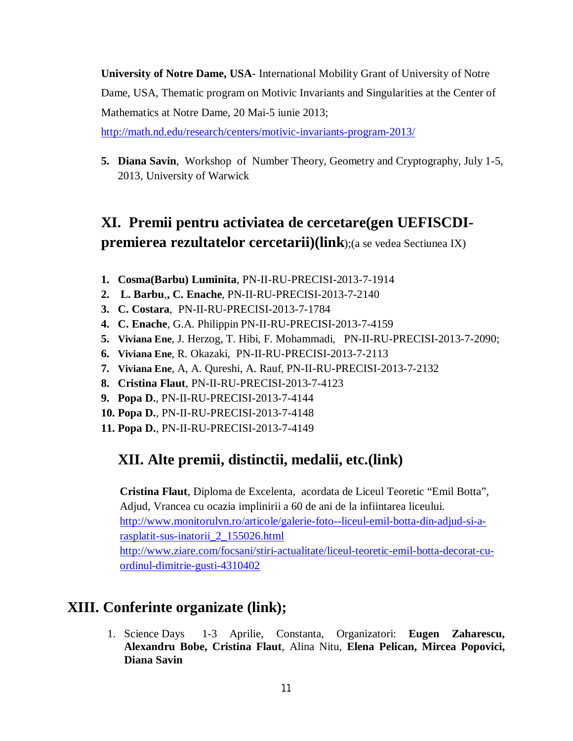**University of Notre Dame, USA**- International Mobility Grant of University of Notre Dame, USA, Thematic program on Motivic Invariants and Singularities at the Center of Mathematics at Notre Dame, 20 Mai-5 iunie 2013;

http://math.nd.edu/research/centers/motivic-invariants-program-2013/

5. **Diana Savin**, Workshop of Number Theory, Geometry and Cryptography, July 1-5, 2013, University of Warwick

## XI. Premii pentru activiatea de cercetare(gen UEFISCDI-premierea rezultatelor cercetarii)(link);(a se vedea Sectiunea IX)

1. **Cosma(Barbu) Luminita**, PN-II-RU-PRECISI-2013-7-1914
2. **L. Barbu,, C. Enache**, PN-II-RU-PRECISI-2013-7-2140
3. **C. Costara**, PN-II-RU-PRECISI-2013-7-1784
4. **C. Enache**, G.A. Philippin PN-II-RU-PRECISI-2013-7-4159
5. **Viviana Ene**, J. Herzog, T. Hibi, F. Mohammadi, PN-II-RU-PRECISI-2013-7-2090;
6. **Viviana Ene**, R. Okazaki, PN-II-RU-PRECISI-2013-7-2113
7. **Viviana Ene**, A, A. Qureshi, A. Rauf, PN-II-RU-PRECISI-2013-7-2132
8. **Cristina Flaut**, PN-II-RU-PRECISI-2013-7-4123
9. **Popa D.**, PN-II-RU-PRECISI-2013-7-4144
10. **Popa D.**, PN-II-RU-PRECISI-2013-7-4148
11. **Popa D.**, PN-II-RU-PRECISI-2013-7-4149

## XII. Alte premii, distinctii, medalii, etc.(link)

**Cristina Flaut**, Diploma de Excelenta, acordata de Liceul Teoretic "Emil Botta", Adjud, Vrancea cu ocazia implinirii a 60 de ani de la infiintarea liceului.
http://www.monitorulvn.ro/articole/galerie-foto--liceul-emil-botta-din-adjud-si-a-rasplatit-sus-inatorii_2_155026.html
http://www.ziare.com/focsani/stiri-actualitate/liceul-teoretic-emil-botta-decorat-cu-ordinul-dimitrie-gusti-4310402

## XIII. Conferinte organizate (link);

1. Science Days 1-3 Aprilie, Constanta, Organizatori: **Eugen Zaharescu, Alexandru Bobe, Cristina Flaut**, Alina Nitu, **Elena Pelican, Mircea Popovici, Diana Savin**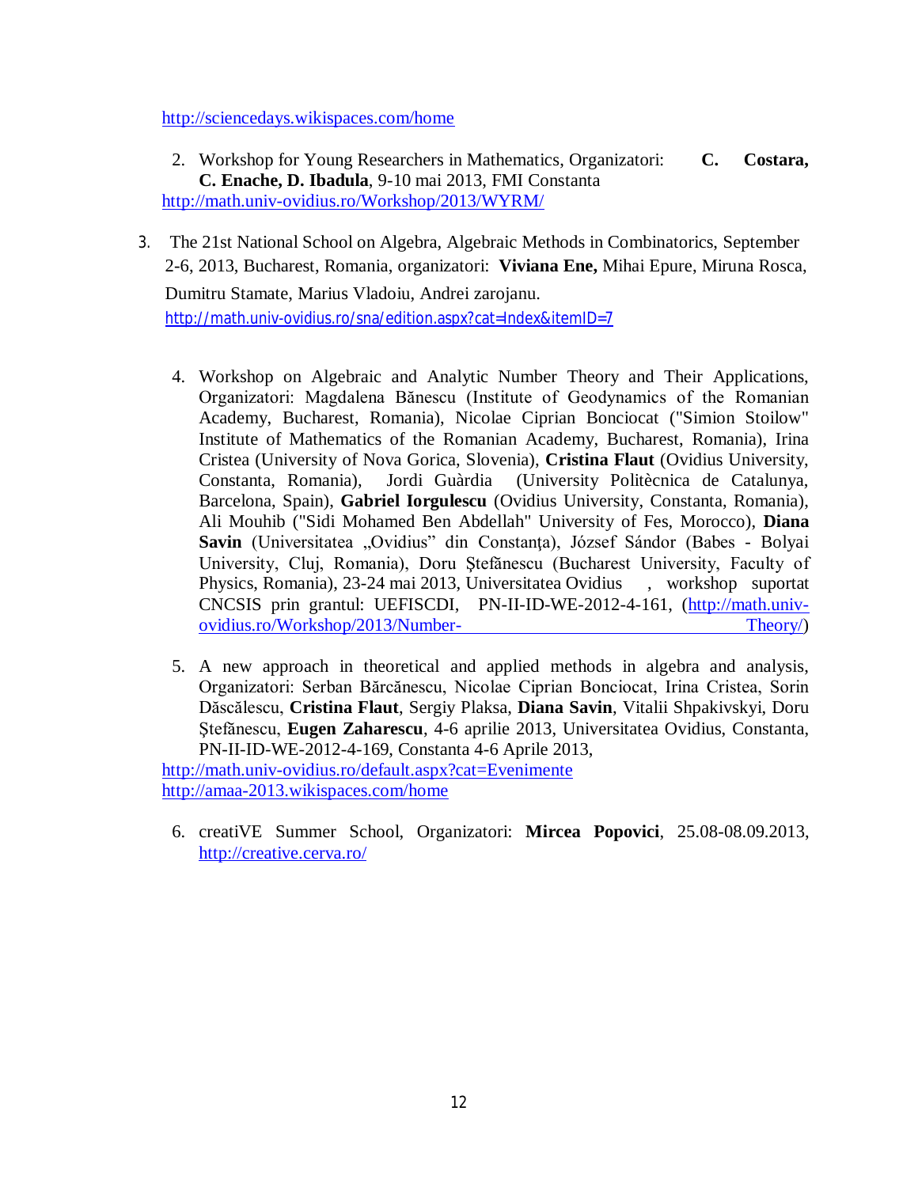http://sciencedays.wikispaces.com/home

2. Workshop for Young Researchers in Mathematics, Organizatori: **C. Costara, C. Enache, D. Ibadula**, 9-10 mai 2013, FMI Constanta
http://math.univ-ovidius.ro/Workshop/2013/WYRM/

3. The 21st National School on Algebra, Algebraic Methods in Combinatorics, September 2-6, 2013, Bucharest, Romania, organizatori: **Viviana Ene,** Mihai Epure, Miruna Rosca, Dumitru Stamate, Marius Vladoiu, Andrei zarojanu.
http://math.univ-ovidius.ro/sna/edition.aspx?cat=Index&itemID=7

4. Workshop on Algebraic and Analytic Number Theory and Their Applications, Organizatori: Magdalena Bănescu (Institute of Geodynamics of the Romanian Academy, Bucharest, Romania), Nicolae Ciprian Bonciocat ("Simion Stoilow" Institute of Mathematics of the Romanian Academy, Bucharest, Romania), Irina Cristea (University of Nova Gorica, Slovenia), **Cristina Flaut** (Ovidius University, Constanta, Romania), Jordi Guàrdia (University Politècnica de Catalunya, Barcelona, Spain), **Gabriel Iorgulescu** (Ovidius University, Constanta, Romania), Ali Mouhib ("Sidi Mohamed Ben Abdellah" University of Fes, Morocco), **Diana Savin** (Universitatea „Ovidius” din Constanţa), József Sándor (Babes - Bolyai University, Cluj, Romania), Doru Ştefănescu (Bucharest University, Faculty of Physics, Romania), 23-24 mai 2013, Universitatea Ovidius , workshop suportat CNCSIS prin grantul: UEFISCDI, PN-II-ID-WE-2012-4-161, (http://math.univ-ovidius.ro/Workshop/2013/Number-Theory/)

5. A new approach in theoretical and applied methods in algebra and analysis, Organizatori: Serban Bărcănescu, Nicolae Ciprian Bonciocat, Irina Cristea, Sorin Dăscălescu, **Cristina Flaut**, Sergiy Plaksa, **Diana Savin**, Vitalii Shpakivskyi, Doru Ştefănescu, **Eugen Zaharescu**, 4-6 aprilie 2013, Universitatea Ovidius, Constanta, PN-II-ID-WE-2012-4-169, Constanta 4-6 Aprile 2013,
http://math.univ-ovidius.ro/default.aspx?cat=Evenimente
http://amaa-2013.wikispaces.com/home

6. creatiVE Summer School, Organizatori: **Mircea Popovici**, 25.08-08.09.2013, http://creative.cerva.ro/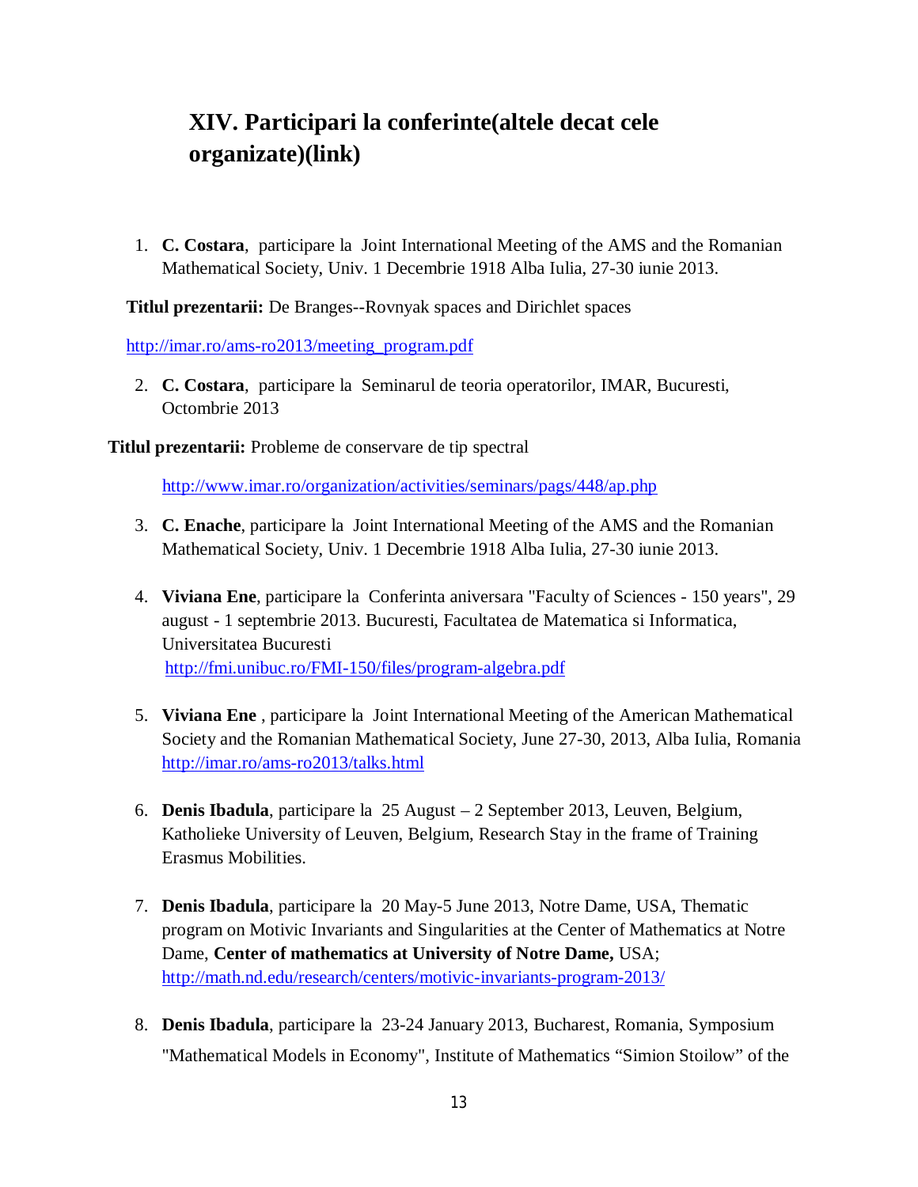# XIV. Participari la conferinte(altele decat cele organizate)(link)

1. **C. Costara**, participare la Joint International Meeting of the AMS and the Romanian Mathematical Society, Univ. 1 Decembrie 1918 Alba Iulia, 27-30 iunie 2013.

**Titlul prezentarii:** De Branges--Rovnyak spaces and Dirichlet spaces

http://imar.ro/ams-ro2013/meeting_program.pdf

2. **C. Costara**, participare la Seminarul de teoria operatorilor, IMAR, Bucuresti, Octombrie 2013

**Titlul prezentarii:** Probleme de conservare de tip spectral

http://www.imar.ro/organization/activities/seminars/pags/448/ap.php

3. **C. Enache**, participare la Joint International Meeting of the AMS and the Romanian Mathematical Society, Univ. 1 Decembrie 1918 Alba Iulia, 27-30 iunie 2013.

4. **Viviana Ene**, participare la Conferinta aniversara "Faculty of Sciences - 150 years", 29 august - 1 septembrie 2013. Bucuresti, Facultatea de Matematica si Informatica, Universitatea Bucuresti
http://fmi.unibuc.ro/FMI-150/files/program-algebra.pdf

5. **Viviana Ene** , participare la Joint International Meeting of the American Mathematical Society and the Romanian Mathematical Society, June 27-30, 2013, Alba Iulia, Romania
http://imar.ro/ams-ro2013/talks.html

6. **Denis Ibadula**, participare la 25 August – 2 September 2013, Leuven, Belgium, Katholieke University of Leuven, Belgium, Research Stay in the frame of Training Erasmus Mobilities.

7. **Denis Ibadula**, participare la 20 May-5 June 2013, Notre Dame, USA, Thematic program on Motivic Invariants and Singularities at the Center of Mathematics at Notre Dame, **Center of mathematics at University of Notre Dame,** USA;
http://math.nd.edu/research/centers/motivic-invariants-program-2013/

8. **Denis Ibadula**, participare la 23-24 January 2013, Bucharest, Romania, Symposium "Mathematical Models in Economy", Institute of Mathematics “Simion Stoilow” of the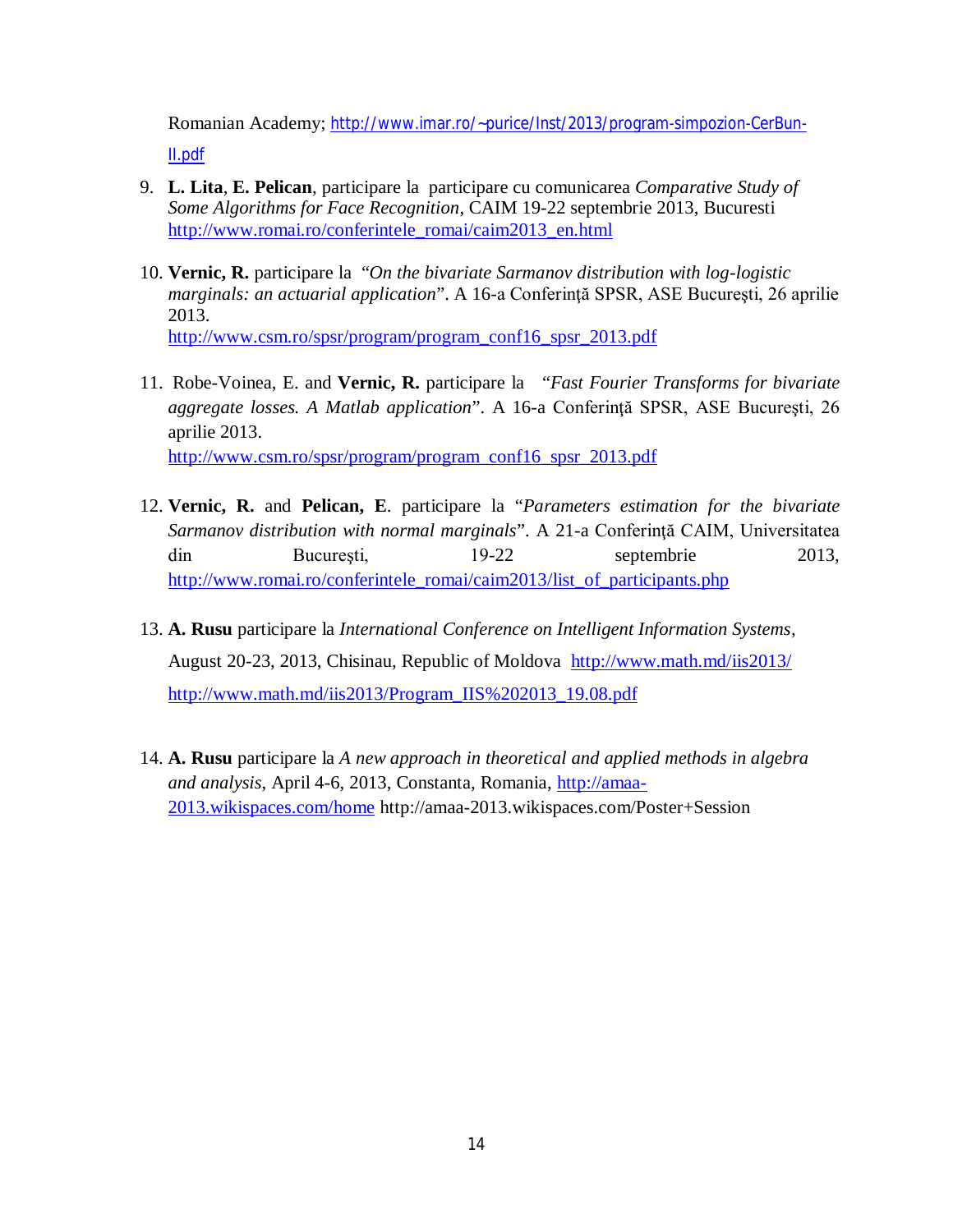Romanian Academy; http://www.imar.ro/~purice/Inst/2013/program-simpozion-CerBun-II.pdf

9. **L. Lita**, **E. Pelican**, participare la participare cu comunicarea *Comparative Study of Some Algorithms for Face Recognition*, CAIM 19-22 septembrie 2013, Bucuresti http://www.romai.ro/conferintele_romai/caim2013_en.html

10. **Vernic, R.** participare la *"On the bivariate Sarmanov distribution with log-logistic marginals: an actuarial application*". A 16-a Conferinţă SPSR, ASE Bucureşti, 26 aprilie 2013. http://www.csm.ro/spsr/program/program_conf16_spsr_2013.pdf

11. Robe-Voinea, E. and **Vernic, R.** participare la *"Fast Fourier Transforms for bivariate aggregate losses. A Matlab application*". A 16-a Conferinţă SPSR, ASE Bucureşti, 26 aprilie 2013. http://www.csm.ro/spsr/program/program_conf16_spsr_2013.pdf

12. **Vernic, R.** and **Pelican, E**. participare la "*Parameters estimation for the bivariate Sarmanov distribution with normal marginals*". A 21-a Conferinţă CAIM, Universitatea din Bucureşti, 19-22 septembrie 2013, http://www.romai.ro/conferintele_romai/caim2013/list_of_participants.php

13. **A. Rusu** participare la *International Conference on Intelligent Information Systems*, August 20-23, 2013, Chisinau, Republic of Moldova http://www.math.md/iis2013/ http://www.math.md/iis2013/Program_IIS%202013_19.08.pdf

14. **A. Rusu** participare la *A new approach in theoretical and applied methods in algebra and analysis*, April 4-6, 2013, Constanta, Romania, http://amaa-2013.wikispaces.com/home http://amaa-2013.wikispaces.com/Poster+Session